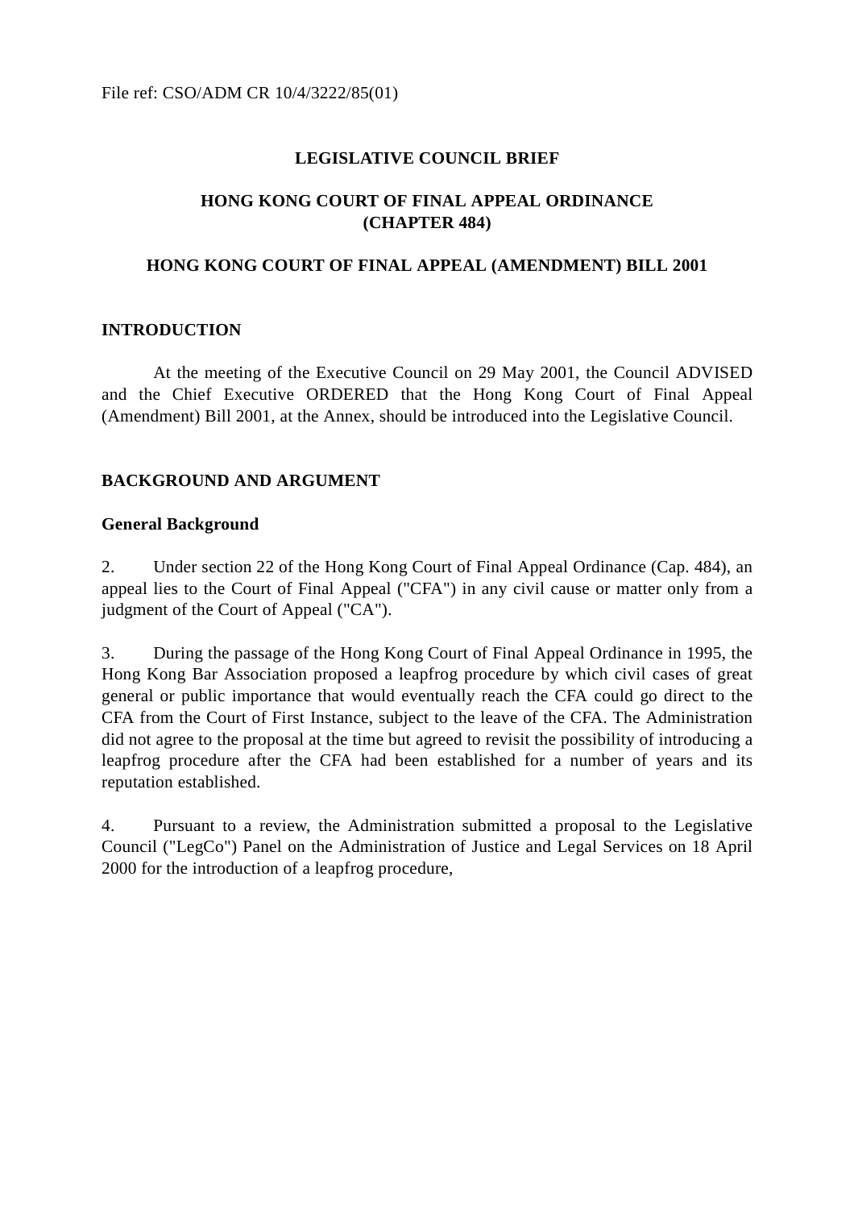File ref: CSO/ADM CR 10/4/3222/85(01)

# LEGISLATIVE COUNCIL BRIEF

## HONG KONG COURT OF FINAL APPEAL ORDINANCE (CHAPTER 484)

## HONG KONG COURT OF FINAL APPEAL (AMENDMENT) BILL 2001

### INTRODUCTION

At the meeting of the Executive Council on 29 May 2001, the Council ADVISED and the Chief Executive ORDERED that the Hong Kong Court of Final Appeal (Amendment) Bill 2001, at the Annex, should be introduced into the Legislative Council.

### BACKGROUND AND ARGUMENT

**General Background**

2. Under section 22 of the Hong Kong Court of Final Appeal Ordinance (Cap. 484), an appeal lies to the Court of Final Appeal ("CFA") in any civil cause or matter only from a judgment of the Court of Appeal ("CA").

3. During the passage of the Hong Kong Court of Final Appeal Ordinance in 1995, the Hong Kong Bar Association proposed a leapfrog procedure by which civil cases of great general or public importance that would eventually reach the CFA could go direct to the CFA from the Court of First Instance, subject to the leave of the CFA. The Administration did not agree to the proposal at the time but agreed to revisit the possibility of introducing a leapfrog procedure after the CFA had been established for a number of years and its reputation established.

4. Pursuant to a review, the Administration submitted a proposal to the Legislative Council ("LegCo") Panel on the Administration of Justice and Legal Services on 18 April 2000 for the introduction of a leapfrog procedure,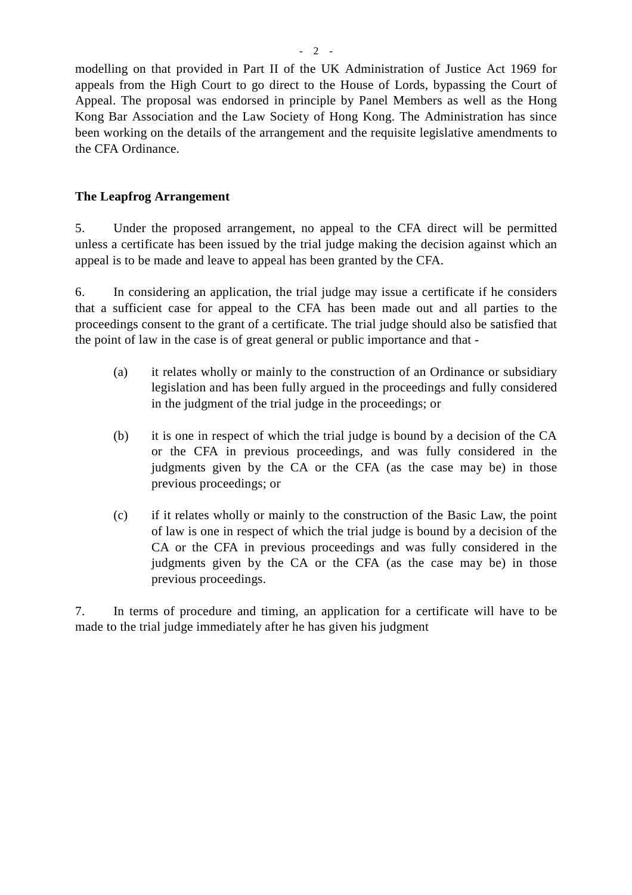modelling on that provided in Part II of the UK Administration of Justice Act 1969 for appeals from the High Court to go direct to the House of Lords, bypassing the Court of Appeal. The proposal was endorsed in principle by Panel Members as well as the Hong Kong Bar Association and the Law Society of Hong Kong. The Administration has since been working on the details of the arrangement and the requisite legislative amendments to the CFA Ordinance.

**The Leapfrog Arrangement**

5. Under the proposed arrangement, no appeal to the CFA direct will be permitted unless a certificate has been issued by the trial judge making the decision against which an appeal is to be made and leave to appeal has been granted by the CFA.

6. In considering an application, the trial judge may issue a certificate if he considers that a sufficient case for appeal to the CFA has been made out and all parties to the proceedings consent to the grant of a certificate. The trial judge should also be satisfied that the point of law in the case is of great general or public importance and that -

(a) it relates wholly or mainly to the construction of an Ordinance or subsidiary legislation and has been fully argued in the proceedings and fully considered in the judgment of the trial judge in the proceedings; or

(b) it is one in respect of which the trial judge is bound by a decision of the CA or the CFA in previous proceedings, and was fully considered in the judgments given by the CA or the CFA (as the case may be) in those previous proceedings; or

(c) if it relates wholly or mainly to the construction of the Basic Law, the point of law is one in respect of which the trial judge is bound by a decision of the CA or the CFA in previous proceedings and was fully considered in the judgments given by the CA or the CFA (as the case may be) in those previous proceedings.

7. In terms of procedure and timing, an application for a certificate will have to be made to the trial judge immediately after he has given his judgment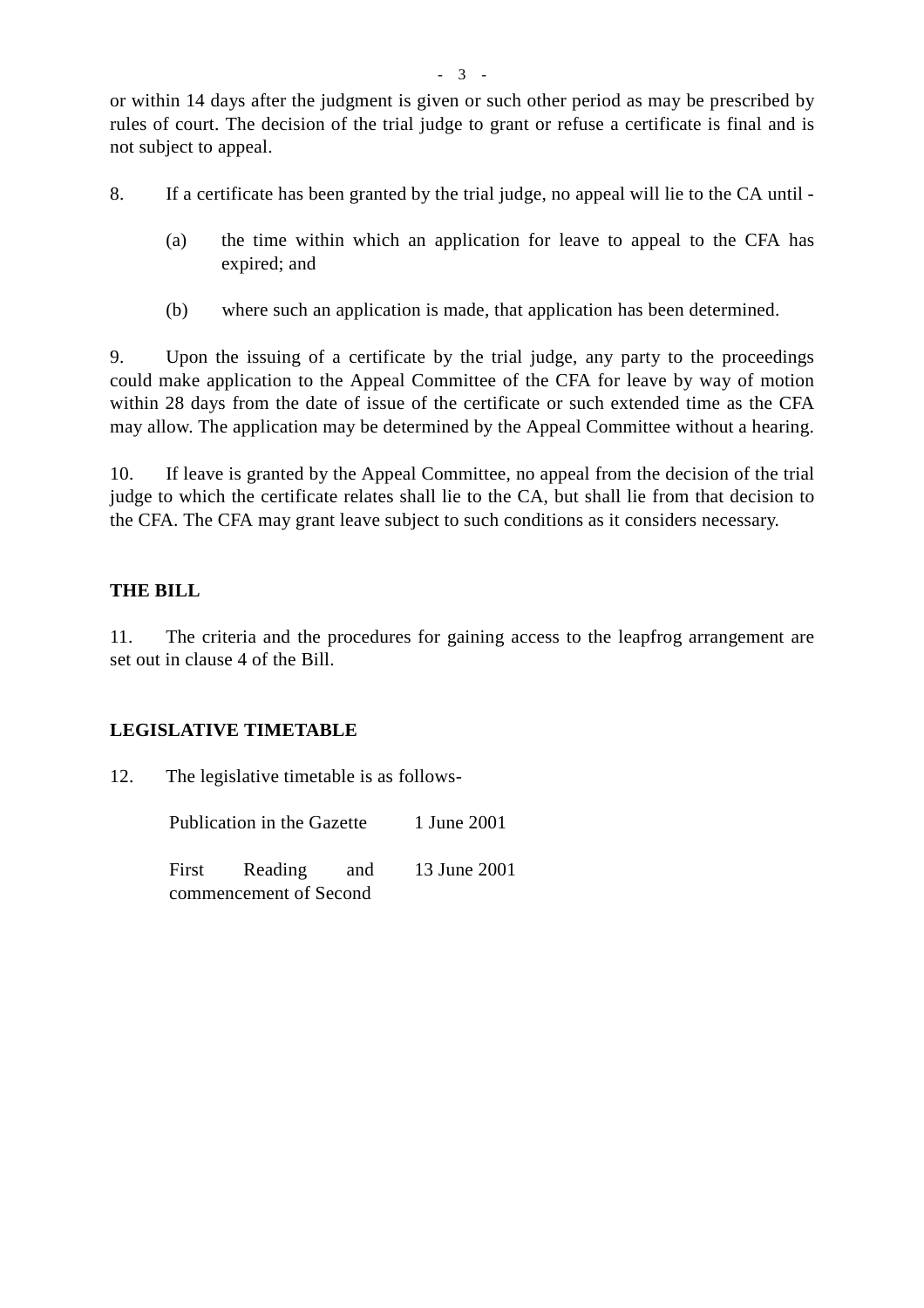or within 14 days after the judgment is given or such other period as may be prescribed by rules of court. The decision of the trial judge to grant or refuse a certificate is final and is not subject to appeal.

8. If a certificate has been granted by the trial judge, no appeal will lie to the CA until -

   (a) the time within which an application for leave to appeal to the CFA has expired; and

   (b) where such an application is made, that application has been determined.

9. Upon the issuing of a certificate by the trial judge, any party to the proceedings could make application to the Appeal Committee of the CFA for leave by way of motion within 28 days from the date of issue of the certificate or such extended time as the CFA may allow. The application may be determined by the Appeal Committee without a hearing.

10. If leave is granted by the Appeal Committee, no appeal from the decision of the trial judge to which the certificate relates shall lie to the CA, but shall lie from that decision to the CFA. The CFA may grant leave subject to such conditions as it considers necessary.

**THE BILL**

11. The criteria and the procedures for gaining access to the leapfrog arrangement are set out in clause 4 of the Bill.

**LEGISLATIVE TIMETABLE**

12. The legislative timetable is as follows-

| | |
|---|---|
| Publication in the Gazette | 1 June 2001 |
| First Reading and commencement of Second | 13 June 2001 |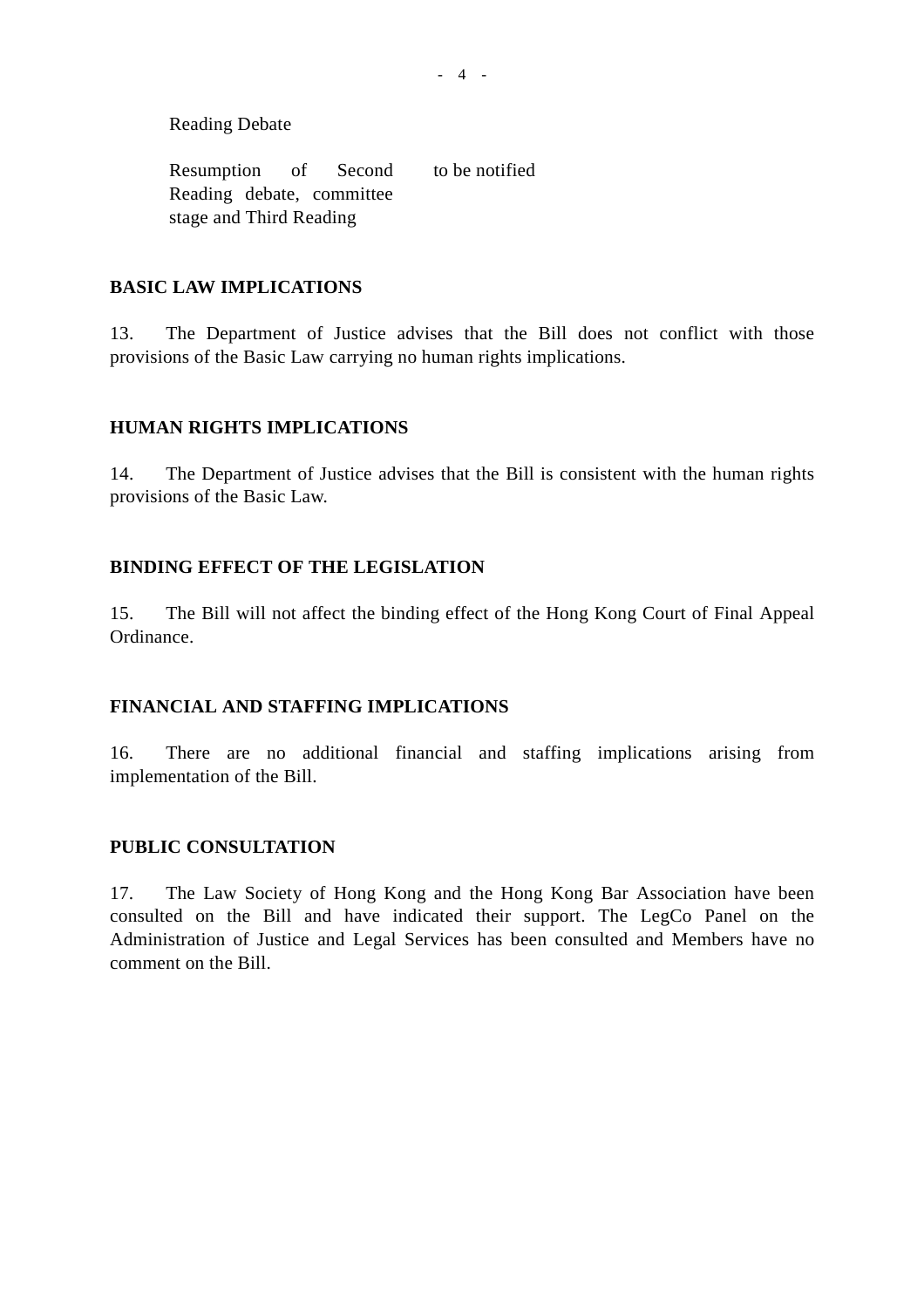| | |
|---|---|
| Reading Debate | |
| Resumption of Second Reading debate, committee stage and Third Reading | to be notified |

**BASIC LAW IMPLICATIONS**

13. The Department of Justice advises that the Bill does not conflict with those provisions of the Basic Law carrying no human rights implications.

**HUMAN RIGHTS IMPLICATIONS**

14. The Department of Justice advises that the Bill is consistent with the human rights provisions of the Basic Law.

**BINDING EFFECT OF THE LEGISLATION**

15. The Bill will not affect the binding effect of the Hong Kong Court of Final Appeal Ordinance.

**FINANCIAL AND STAFFING IMPLICATIONS**

16. There are no additional financial and staffing implications arising from implementation of the Bill.

**PUBLIC CONSULTATION**

17. The Law Society of Hong Kong and the Hong Kong Bar Association have been consulted on the Bill and have indicated their support. The LegCo Panel on the Administration of Justice and Legal Services has been consulted and Members have no comment on the Bill.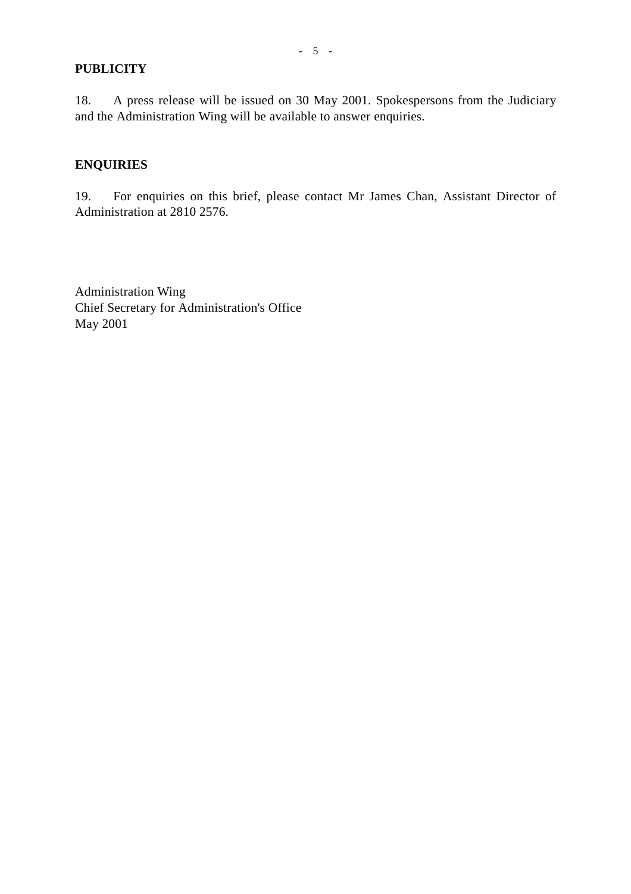**PUBLICITY**

18. A press release will be issued on 30 May 2001. Spokespersons from the Judiciary and the Administration Wing will be available to answer enquiries.

**ENQUIRIES**

19. For enquiries on this brief, please contact Mr James Chan, Assistant Director of Administration at 2810 2576.

Administration Wing
Chief Secretary for Administration's Office
May 2001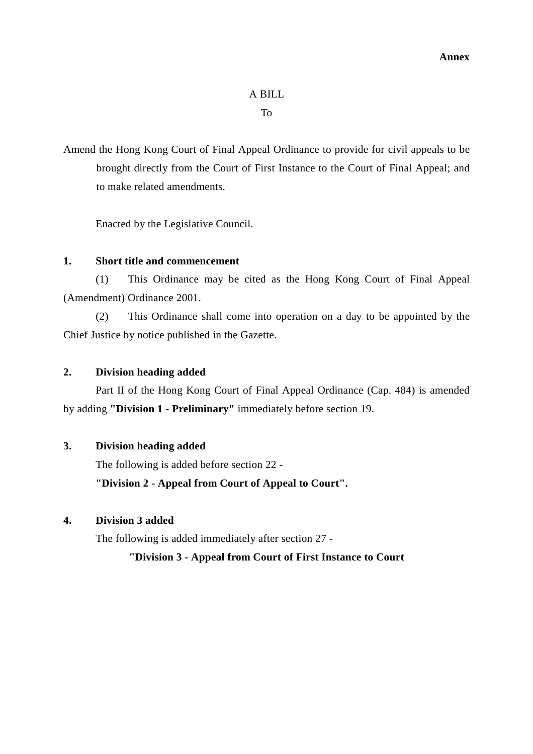**Annex**

A BILL

To

Amend the Hong Kong Court of Final Appeal Ordinance to provide for civil appeals to be brought directly from the Court of First Instance to the Court of Final Appeal; and to make related amendments.

Enacted by the Legislative Council.

**1. Short title and commencement**

(1) This Ordinance may be cited as the Hong Kong Court of Final Appeal (Amendment) Ordinance 2001.

(2) This Ordinance shall come into operation on a day to be appointed by the Chief Justice by notice published in the Gazette.

**2. Division heading added**

Part II of the Hong Kong Court of Final Appeal Ordinance (Cap. 484) is amended by adding **"Division 1 - Preliminary"** immediately before section 19.

**3. Division heading added**

The following is added before section 22 -

**"Division 2 - Appeal from Court of Appeal to Court".**

**4. Division 3 added**

The following is added immediately after section 27 -

**"Division 3 - Appeal from Court of First Instance to Court**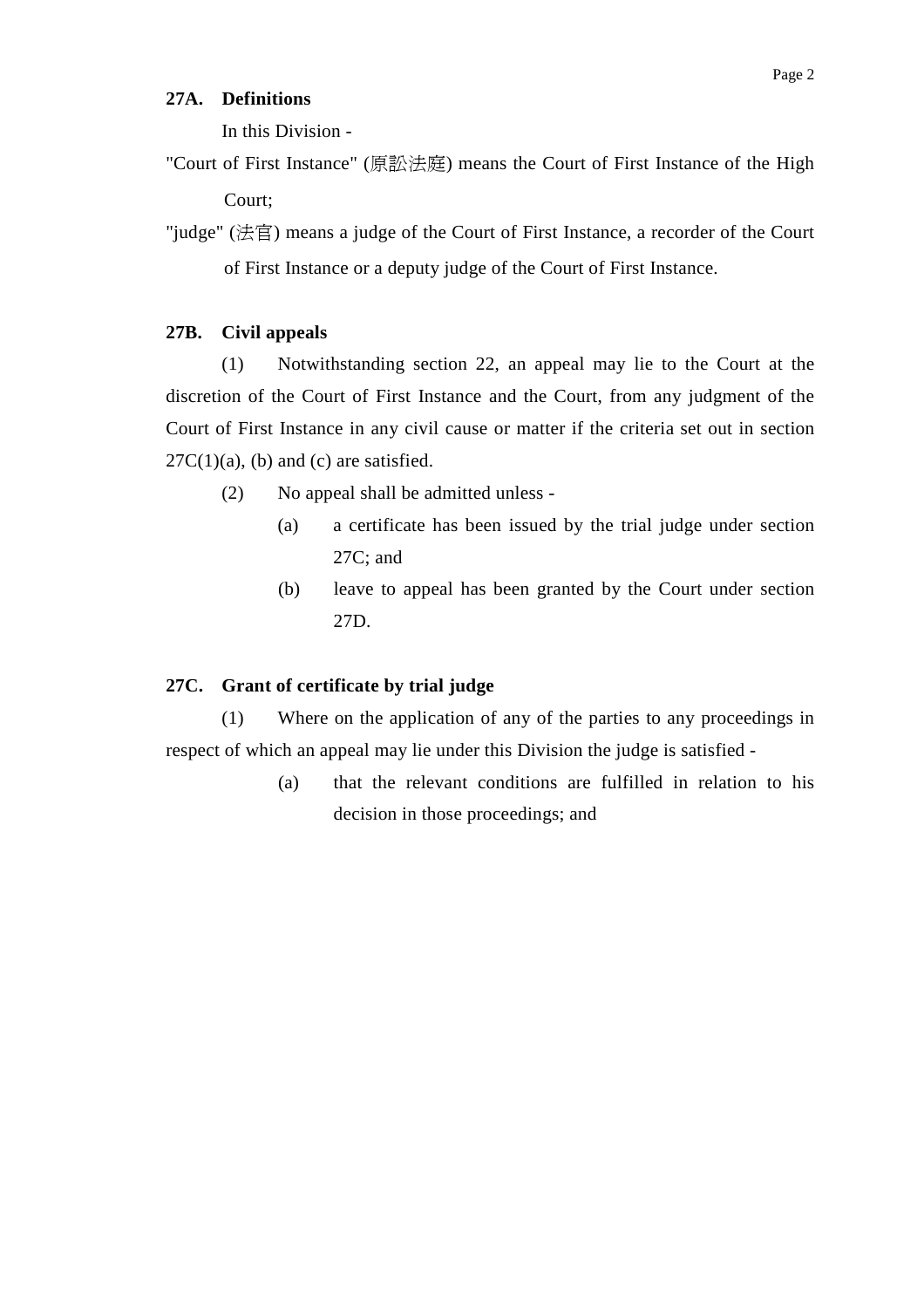**27A. Definitions**

In this Division -

"Court of First Instance" (原訟法庭) means the Court of First Instance of the High Court;

"judge" (法官) means a judge of the Court of First Instance, a recorder of the Court of First Instance or a deputy judge of the Court of First Instance.

**27B. Civil appeals**

(1) Notwithstanding section 22, an appeal may lie to the Court at the discretion of the Court of First Instance and the Court, from any judgment of the Court of First Instance in any civil cause or matter if the criteria set out in section 27C(1)(a), (b) and (c) are satisfied.

(2) No appeal shall be admitted unless -

- (a) a certificate has been issued by the trial judge under section 27C; and
- (b) leave to appeal has been granted by the Court under section 27D.

**27C. Grant of certificate by trial judge**

(1) Where on the application of any of the parties to any proceedings in respect of which an appeal may lie under this Division the judge is satisfied -

- (a) that the relevant conditions are fulfilled in relation to his decision in those proceedings; and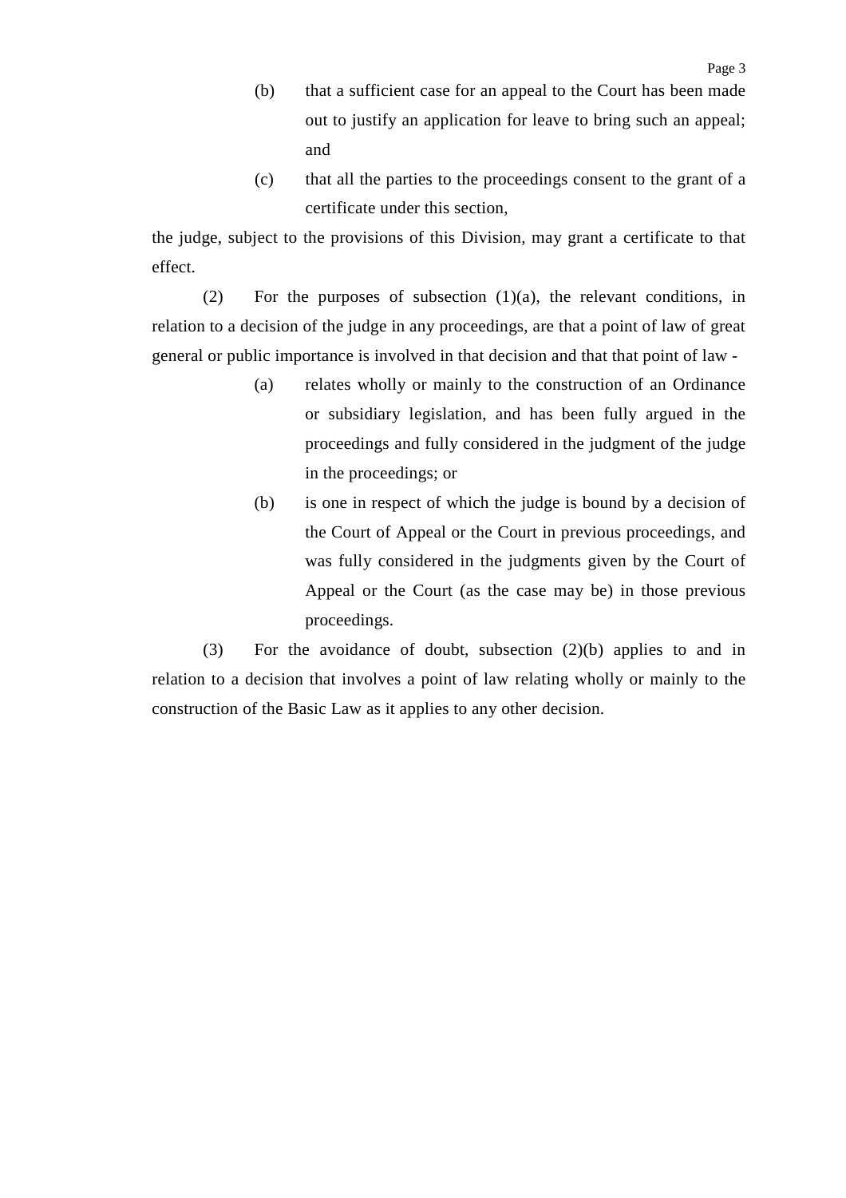(b) that a sufficient case for an appeal to the Court has been made out to justify an application for leave to bring such an appeal; and

(c) that all the parties to the proceedings consent to the grant of a certificate under this section,

the judge, subject to the provisions of this Division, may grant a certificate to that effect.

(2) For the purposes of subsection (1)(a), the relevant conditions, in relation to a decision of the judge in any proceedings, are that a point of law of great general or public importance is involved in that decision and that that point of law -

(a) relates wholly or mainly to the construction of an Ordinance or subsidiary legislation, and has been fully argued in the proceedings and fully considered in the judgment of the judge in the proceedings; or

(b) is one in respect of which the judge is bound by a decision of the Court of Appeal or the Court in previous proceedings, and was fully considered in the judgments given by the Court of Appeal or the Court (as the case may be) in those previous proceedings.

(3) For the avoidance of doubt, subsection (2)(b) applies to and in relation to a decision that involves a point of law relating wholly or mainly to the construction of the Basic Law as it applies to any other decision.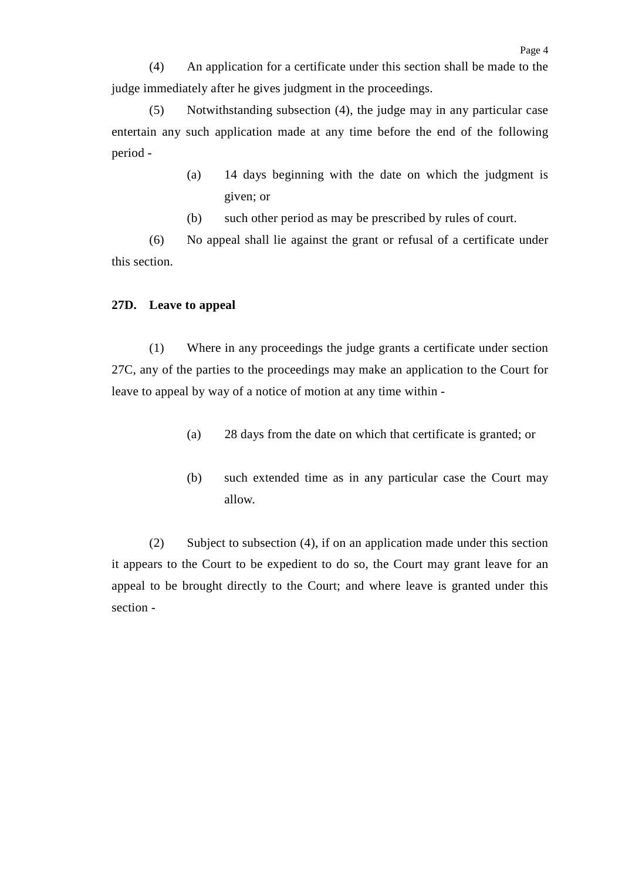(4) An application for a certificate under this section shall be made to the judge immediately after he gives judgment in the proceedings.

(5) Notwithstanding subsection (4), the judge may in any particular case entertain any such application made at any time before the end of the following period -

> (a) 14 days beginning with the date on which the judgment is given; or
>
> (b) such other period as may be prescribed by rules of court.

(6) No appeal shall lie against the grant or refusal of a certificate under this section.

**27D. Leave to appeal**

(1) Where in any proceedings the judge grants a certificate under section 27C, any of the parties to the proceedings may make an application to the Court for leave to appeal by way of a notice of motion at any time within -

> (a) 28 days from the date on which that certificate is granted; or
>
> (b) such extended time as in any particular case the Court may allow.

(2) Subject to subsection (4), if on an application made under this section it appears to the Court to be expedient to do so, the Court may grant leave for an appeal to be brought directly to the Court; and where leave is granted under this section -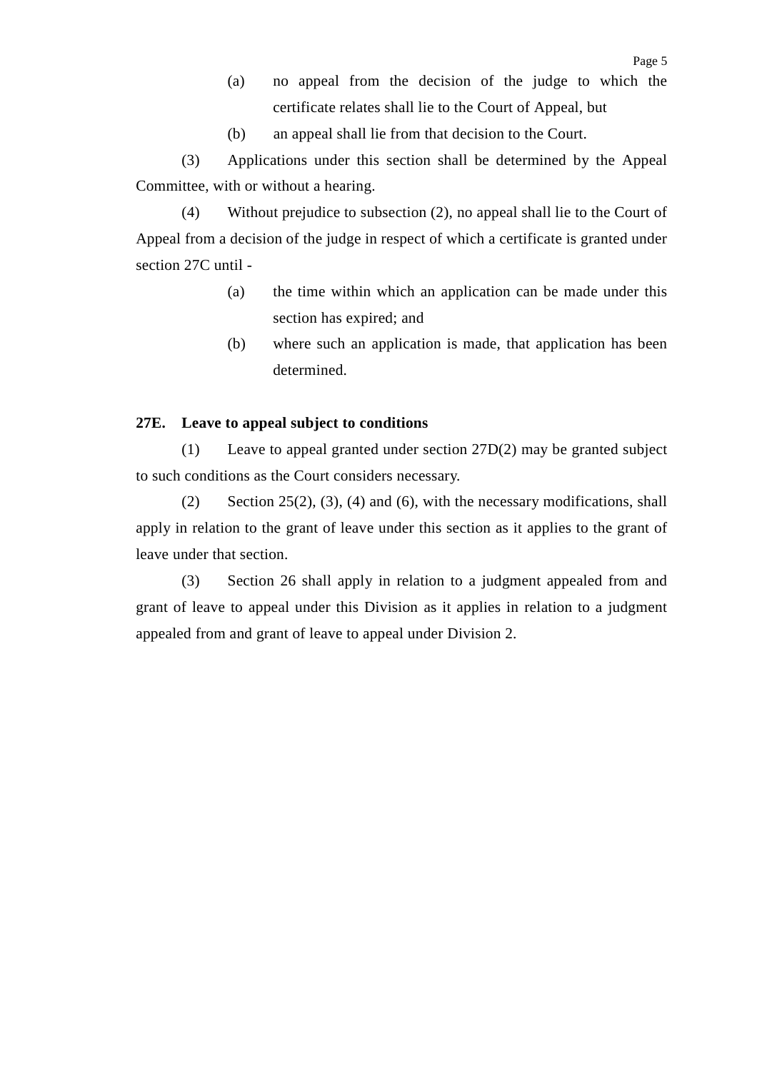(a) no appeal from the decision of the judge to which the certificate relates shall lie to the Court of Appeal, but

(b) an appeal shall lie from that decision to the Court.

(3) Applications under this section shall be determined by the Appeal Committee, with or without a hearing.

(4) Without prejudice to subsection (2), no appeal shall lie to the Court of Appeal from a decision of the judge in respect of which a certificate is granted under section 27C until -

(a) the time within which an application can be made under this section has expired; and

(b) where such an application is made, that application has been determined.

**27E. Leave to appeal subject to conditions**

(1) Leave to appeal granted under section 27D(2) may be granted subject to such conditions as the Court considers necessary.

(2) Section 25(2), (3), (4) and (6), with the necessary modifications, shall apply in relation to the grant of leave under this section as it applies to the grant of leave under that section.

(3) Section 26 shall apply in relation to a judgment appealed from and grant of leave to appeal under this Division as it applies in relation to a judgment appealed from and grant of leave to appeal under Division 2.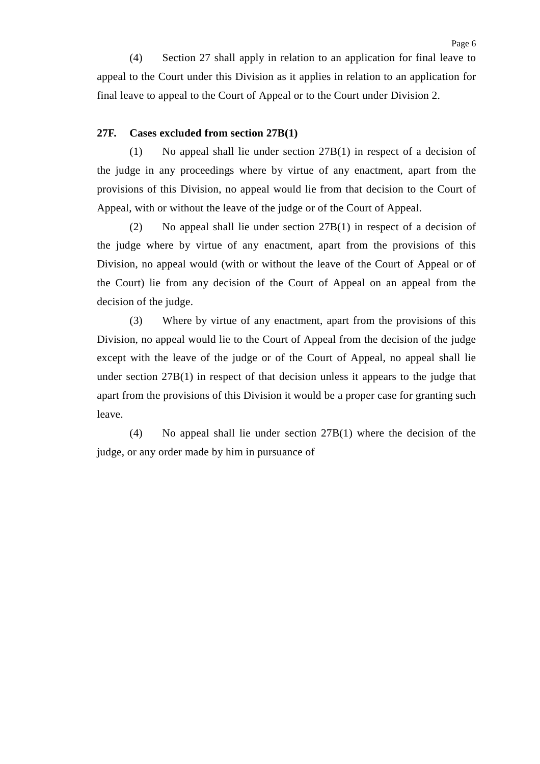(4) Section 27 shall apply in relation to an application for final leave to appeal to the Court under this Division as it applies in relation to an application for final leave to appeal to the Court of Appeal or to the Court under Division 2.

**27F. Cases excluded from section 27B(1)**

(1) No appeal shall lie under section 27B(1) in respect of a decision of the judge in any proceedings where by virtue of any enactment, apart from the provisions of this Division, no appeal would lie from that decision to the Court of Appeal, with or without the leave of the judge or of the Court of Appeal.

(2) No appeal shall lie under section 27B(1) in respect of a decision of the judge where by virtue of any enactment, apart from the provisions of this Division, no appeal would (with or without the leave of the Court of Appeal or of the Court) lie from any decision of the Court of Appeal on an appeal from the decision of the judge.

(3) Where by virtue of any enactment, apart from the provisions of this Division, no appeal would lie to the Court of Appeal from the decision of the judge except with the leave of the judge or of the Court of Appeal, no appeal shall lie under section 27B(1) in respect of that decision unless it appears to the judge that apart from the provisions of this Division it would be a proper case for granting such leave.

(4) No appeal shall lie under section 27B(1) where the decision of the judge, or any order made by him in pursuance of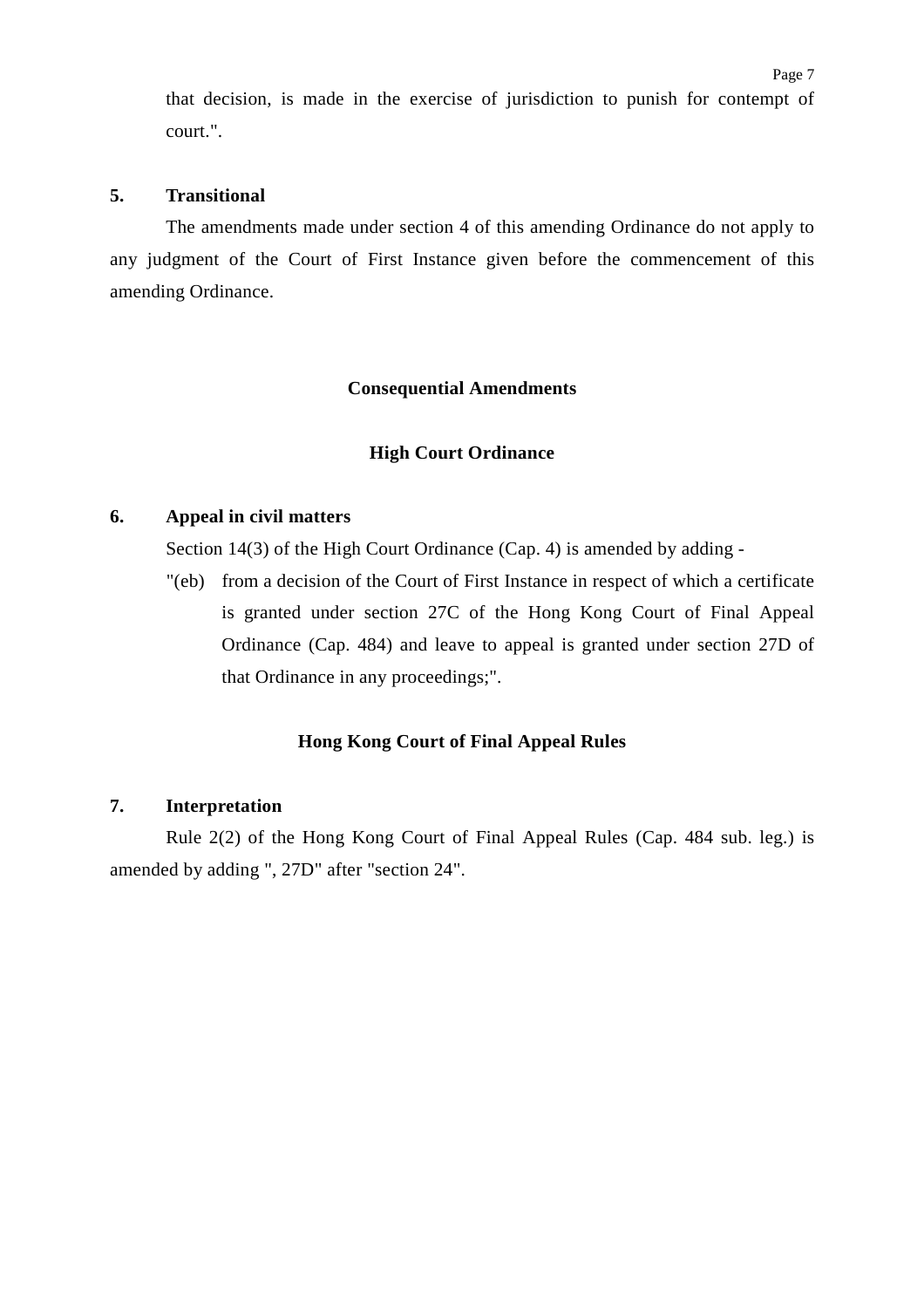that decision, is made in the exercise of jurisdiction to punish for contempt of court.".

**5. Transitional**

The amendments made under section 4 of this amending Ordinance do not apply to any judgment of the Court of First Instance given before the commencement of this amending Ordinance.

## Consequential Amendments

### High Court Ordinance

**6. Appeal in civil matters**

Section 14(3) of the High Court Ordinance (Cap. 4) is amended by adding -

"(eb) from a decision of the Court of First Instance in respect of which a certificate is granted under section 27C of the Hong Kong Court of Final Appeal Ordinance (Cap. 484) and leave to appeal is granted under section 27D of that Ordinance in any proceedings;".

### Hong Kong Court of Final Appeal Rules

**7. Interpretation**

Rule 2(2) of the Hong Kong Court of Final Appeal Rules (Cap. 484 sub. leg.) is amended by adding ", 27D" after "section 24".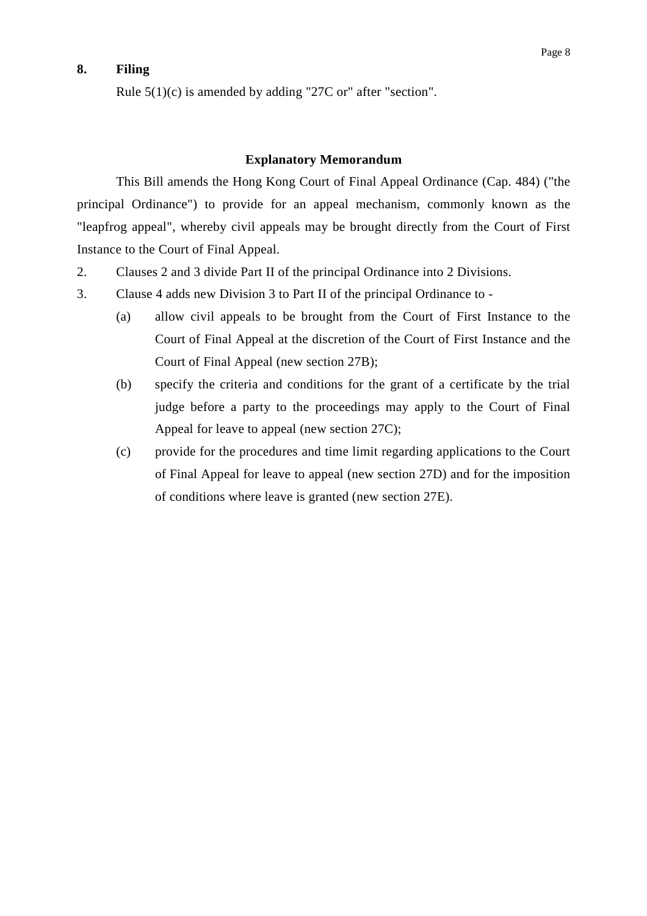**8. Filing**

Rule 5(1)(c) is amended by adding "27C or" after "section".

## Explanatory Memorandum

This Bill amends the Hong Kong Court of Final Appeal Ordinance (Cap. 484) ("the principal Ordinance") to provide for an appeal mechanism, commonly known as the "leapfrog appeal", whereby civil appeals may be brought directly from the Court of First Instance to the Court of Final Appeal.

2. Clauses 2 and 3 divide Part II of the principal Ordinance into 2 Divisions.

3. Clause 4 adds new Division 3 to Part II of the principal Ordinance to -

   (a) allow civil appeals to be brought from the Court of First Instance to the Court of Final Appeal at the discretion of the Court of First Instance and the Court of Final Appeal (new section 27B);

   (b) specify the criteria and conditions for the grant of a certificate by the trial judge before a party to the proceedings may apply to the Court of Final Appeal for leave to appeal (new section 27C);

   (c) provide for the procedures and time limit regarding applications to the Court of Final Appeal for leave to appeal (new section 27D) and for the imposition of conditions where leave is granted (new section 27E).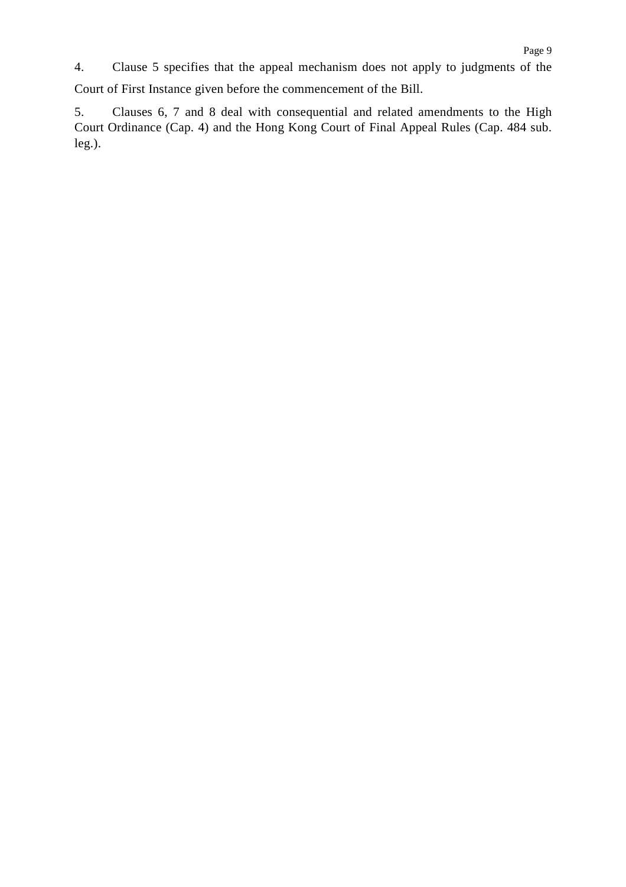4. Clause 5 specifies that the appeal mechanism does not apply to judgments of the Court of First Instance given before the commencement of the Bill.

5. Clauses 6, 7 and 8 deal with consequential and related amendments to the High Court Ordinance (Cap. 4) and the Hong Kong Court of Final Appeal Rules (Cap. 484 sub. leg.).